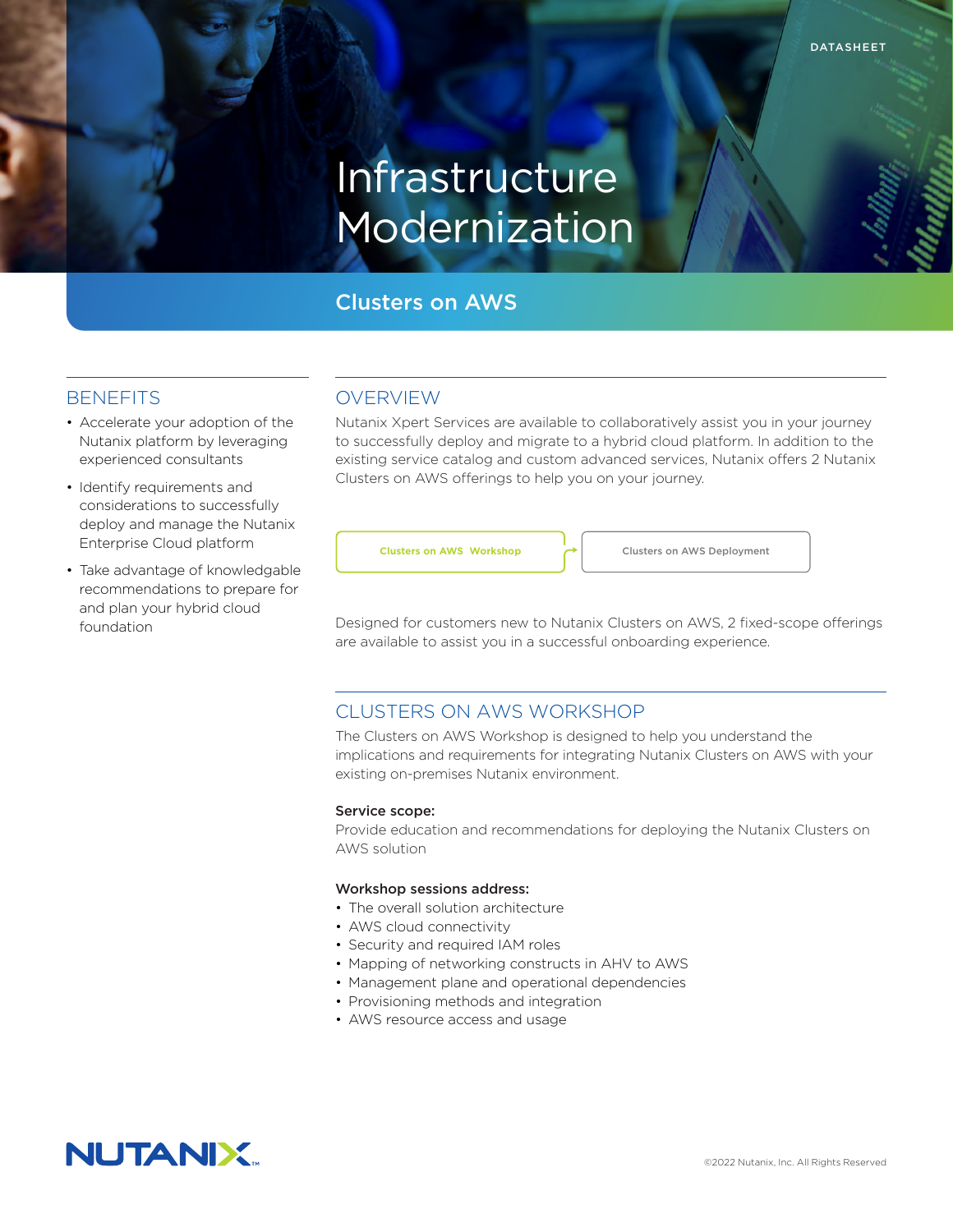DATASHEET

# Infrastructure Modernization

## Clusters on AWS

## BENEFITS

- Accelerate your adoption of the Nutanix platform by leveraging experienced consultants
- Identify requirements and considerations to successfully deploy and manage the Nutanix Enterprise Cloud platform
- Take advantage of knowledgable recommendations to prepare for and plan your hybrid cloud foundation

## OVERVIEW

Nutanix Xpert Services are available to collaboratively assist you in your journey to successfully deploy and migrate to a hybrid cloud platform. In addition to the existing service catalog and custom advanced services, Nutanix offers 2 Nutanix Clusters on AWS offerings to help you on your journey.

Clusters on AWS Workshop → Clusters on AWS Deployment

Designed for customers new to Nutanix Clusters on AWS, 2 fixed-scope offerings are available to assist you in a successful onboarding experience.

## CLUSTERS ON AWS WORKSHOP

The Clusters on AWS Workshop is designed to help you understand the implications and requirements for integrating Nutanix Clusters on AWS with your existing on-premises Nutanix environment.

**Service scope:**
Provide education and recommendations for deploying the Nutanix Clusters on AWS solution

**Workshop sessions address:**

- The overall solution architecture
- AWS cloud connectivity
- Security and required IAM roles
- Mapping of networking constructs in AHV to AWS
- Management plane and operational dependencies
- Provisioning methods and integration
- AWS resource access and usage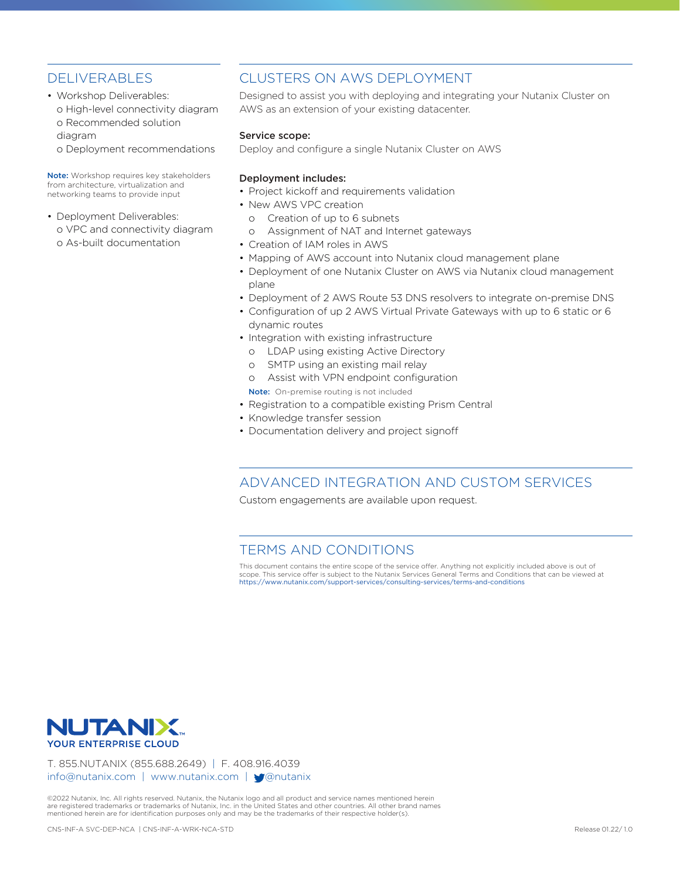## DELIVERABLES

- Workshop Deliverables:
  - High-level connectivity diagram
  - Recommended solution diagram
  - Deployment recommendations

**Note:** Workshop requires key stakeholders from architecture, virtualization and networking teams to provide input

- Deployment Deliverables:
  - VPC and connectivity diagram
  - As-built documentation

## CLUSTERS ON AWS DEPLOYMENT

Designed to assist you with deploying and integrating your Nutanix Cluster on AWS as an extension of your existing datacenter.

**Service scope:**
Deploy and configure a single Nutanix Cluster on AWS

**Deployment includes:**

- Project kickoff and requirements validation
- New AWS VPC creation
  - Creation of up to 6 subnets
  - Assignment of NAT and Internet gateways
- Creation of IAM roles in AWS
- Mapping of AWS account into Nutanix cloud management plane
- Deployment of one Nutanix Cluster on AWS via Nutanix cloud management plane
- Deployment of 2 AWS Route 53 DNS resolvers to integrate on-premise DNS
- Configuration of up 2 AWS Virtual Private Gateways with up to 6 static or 6 dynamic routes
- Integration with existing infrastructure
  - LDAP using existing Active Directory
  - SMTP using an existing mail relay
  - Assist with VPN endpoint configuration

  **Note:** On-premise routing is not included
- Registration to a compatible existing Prism Central
- Knowledge transfer session
- Documentation delivery and project signoff

## ADVANCED INTEGRATION AND CUSTOM SERVICES

Custom engagements are available upon request.

## TERMS AND CONDITIONS

This document contains the entire scope of the service offer. Anything not explicitly included above is out of scope. This service offer is subject to the Nutanix Services General Terms and Conditions that can be viewed at https://www.nutanix.com/support-services/consulting-services/terms-and-conditions

NUTANIX
YOUR ENTERPRISE CLOUD

T. 855.NUTANIX (855.688.2649) | F. 408.916.4039
info@nutanix.com | www.nutanix.com | @nutanix

©2022 Nutanix, Inc. All rights reserved. Nutanix, the Nutanix logo and all product and service names mentioned herein are registered trademarks or trademarks of Nutanix, Inc. in the United States and other countries. All other brand names mentioned herein are for identification purposes only and may be the trademarks of their respective holder(s).

CNS-INF-A SVC-DEP-NCA | CNS-INF-A-WRK-NCA-STD

Release 01.22/ 1.0